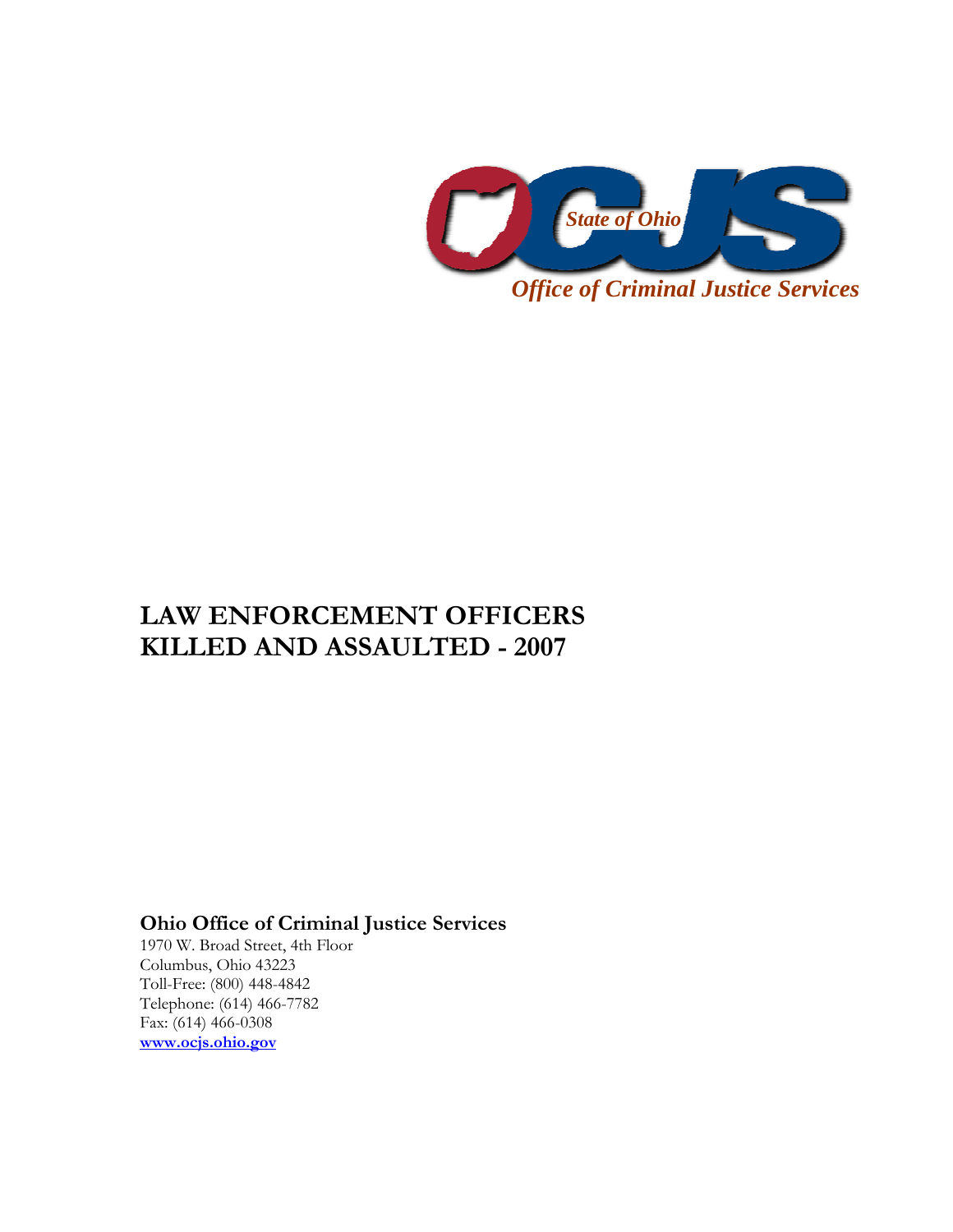State of Ohio

OCJS

*Office of Criminal Justice Services*

# LAW ENFORCEMENT OFFICERS KILLED AND ASSAULTED - 2007

**Ohio Office of Criminal Justice Services**

1970 W. Broad Street, 4th Floor
Columbus, Ohio 43223
Toll-Free: (800) 448-4842
Telephone: (614) 466-7782
Fax: (614) 466-0308
**www.ocjs.ohio.gov**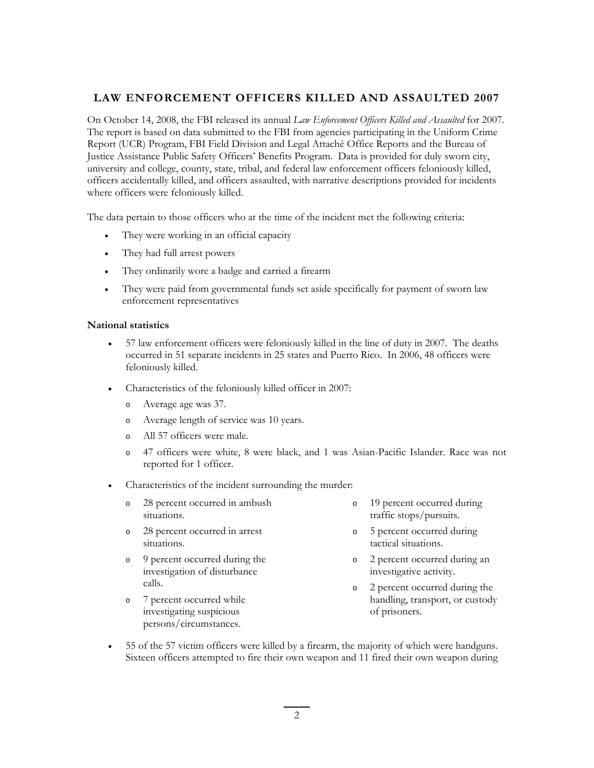## LAW ENFORCEMENT OFFICERS KILLED AND ASSAULTED 2007

On October 14, 2008, the FBI released its annual *Law Enforcement Officers Killed and Assaulted* for 2007. The report is based on data submitted to the FBI from agencies participating in the Uniform Crime Report (UCR) Program, FBI Field Division and Legal Attaché Office Reports and the Bureau of Justice Assistance Public Safety Officers' Benefits Program. Data is provided for duly sworn city, university and college, county, state, tribal, and federal law enforcement officers feloniously killed, officers accidentally killed, and officers assaulted, with narrative descriptions provided for incidents where officers were feloniously killed.

The data pertain to those officers who at the time of the incident met the following criteria:

- They were working in an official capacity
- They had full arrest powers
- They ordinarily wore a badge and carried a firearm
- They were paid from governmental funds set aside specifically for payment of sworn law enforcement representatives

**National statistics**

- 57 law enforcement officers were feloniously killed in the line of duty in 2007. The deaths occurred in 51 separate incidents in 25 states and Puerto Rico. In 2006, 48 officers were feloniously killed.
- Characteristics of the feloniously killed officer in 2007:
  - Average age was 37.
  - Average length of service was 10 years.
  - All 57 officers were male.
  - 47 officers were white, 8 were black, and 1 was Asian-Pacific Islander. Race was not reported for 1 officer.
- Characteristics of the incident surrounding the murder:
  - 28 percent occurred in ambush situations.
  - 28 percent occurred in arrest situations.
  - 9 percent occurred during the investigation of disturbance calls.
  - 7 percent occurred while investigating suspicious persons/circumstances.
  - 19 percent occurred during traffic stops/pursuits.
  - 5 percent occurred during tactical situations.
  - 2 percent occurred during an investigative activity.
  - 2 percent occurred during the handling, transport, or custody of prisoners.
- 55 of the 57 victim officers were killed by a firearm, the majority of which were handguns. Sixteen officers attempted to fire their own weapon and 11 fired their own weapon during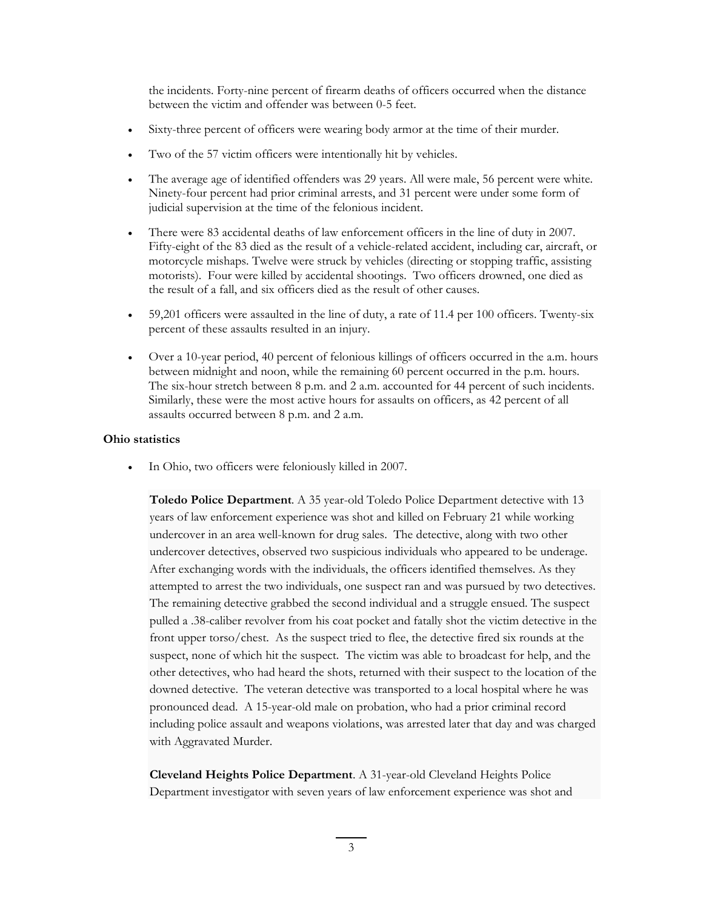the incidents. Forty-nine percent of firearm deaths of officers occurred when the distance between the victim and offender was between 0-5 feet.

- Sixty-three percent of officers were wearing body armor at the time of their murder.
- Two of the 57 victim officers were intentionally hit by vehicles.
- The average age of identified offenders was 29 years. All were male, 56 percent were white. Ninety-four percent had prior criminal arrests, and 31 percent were under some form of judicial supervision at the time of the felonious incident.
- There were 83 accidental deaths of law enforcement officers in the line of duty in 2007. Fifty-eight of the 83 died as the result of a vehicle-related accident, including car, aircraft, or motorcycle mishaps. Twelve were struck by vehicles (directing or stopping traffic, assisting motorists). Four were killed by accidental shootings. Two officers drowned, one died as the result of a fall, and six officers died as the result of other causes.
- 59,201 officers were assaulted in the line of duty, a rate of 11.4 per 100 officers. Twenty-six percent of these assaults resulted in an injury.
- Over a 10-year period, 40 percent of felonious killings of officers occurred in the a.m. hours between midnight and noon, while the remaining 60 percent occurred in the p.m. hours. The six-hour stretch between 8 p.m. and 2 a.m. accounted for 44 percent of such incidents. Similarly, these were the most active hours for assaults on officers, as 42 percent of all assaults occurred between 8 p.m. and 2 a.m.

**Ohio statistics**

- In Ohio, two officers were feloniously killed in 2007.

**Toledo Police Department**. A 35 year-old Toledo Police Department detective with 13 years of law enforcement experience was shot and killed on February 21 while working undercover in an area well-known for drug sales. The detective, along with two other undercover detectives, observed two suspicious individuals who appeared to be underage. After exchanging words with the individuals, the officers identified themselves. As they attempted to arrest the two individuals, one suspect ran and was pursued by two detectives. The remaining detective grabbed the second individual and a struggle ensued. The suspect pulled a .38-caliber revolver from his coat pocket and fatally shot the victim detective in the front upper torso/chest. As the suspect tried to flee, the detective fired six rounds at the suspect, none of which hit the suspect. The victim was able to broadcast for help, and the other detectives, who had heard the shots, returned with their suspect to the location of the downed detective. The veteran detective was transported to a local hospital where he was pronounced dead. A 15-year-old male on probation, who had a prior criminal record including police assault and weapons violations, was arrested later that day and was charged with Aggravated Murder.

**Cleveland Heights Police Department**. A 31-year-old Cleveland Heights Police Department investigator with seven years of law enforcement experience was shot and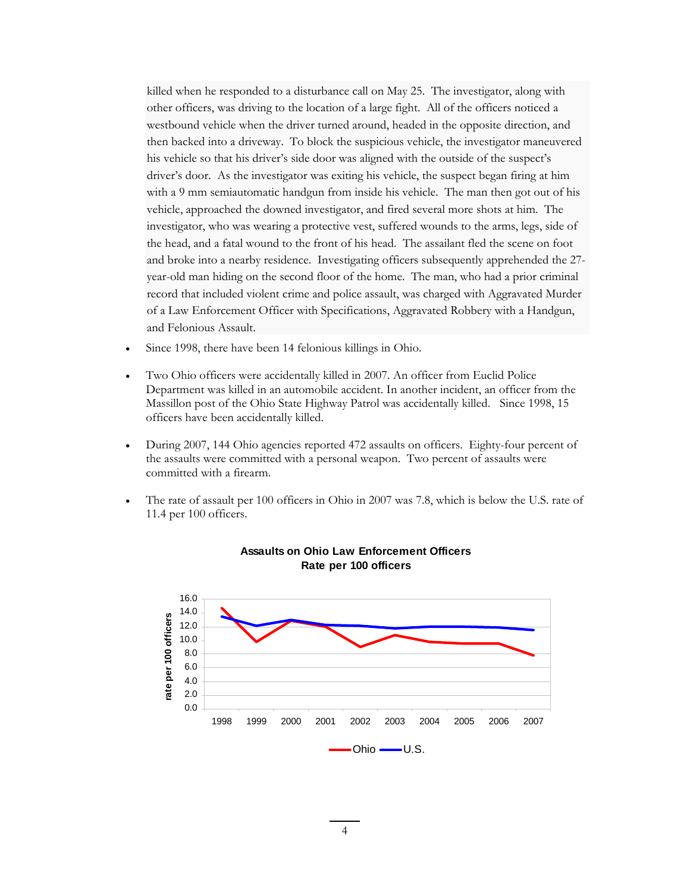killed when he responded to a disturbance call on May 25. The investigator, along with other officers, was driving to the location of a large fight. All of the officers noticed a westbound vehicle when the driver turned around, headed in the opposite direction, and then backed into a driveway. To block the suspicious vehicle, the investigator maneuvered his vehicle so that his driver's side door was aligned with the outside of the suspect's driver's door. As the investigator was exiting his vehicle, the suspect began firing at him with a 9 mm semiautomatic handgun from inside his vehicle. The man then got out of his vehicle, approached the downed investigator, and fired several more shots at him. The investigator, who was wearing a protective vest, suffered wounds to the arms, legs, side of the head, and a fatal wound to the front of his head. The assailant fled the scene on foot and broke into a nearby residence. Investigating officers subsequently apprehended the 27-year-old man hiding on the second floor of the home. The man, who had a prior criminal record that included violent crime and police assault, was charged with Aggravated Murder of a Law Enforcement Officer with Specifications, Aggravated Robbery with a Handgun, and Felonious Assault.

- Since 1998, there have been 14 felonious killings in Ohio.
- Two Ohio officers were accidentally killed in 2007. An officer from Euclid Police Department was killed in an automobile accident. In another incident, an officer from the Massillon post of the Ohio State Highway Patrol was accidentally killed. Since 1998, 15 officers have been accidentally killed.
- During 2007, 144 Ohio agencies reported 472 assaults on officers. Eighty-four percent of the assaults were committed with a personal weapon. Two percent of assaults were committed with a firearm.
- The rate of assault per 100 officers in Ohio in 2007 was 7.8, which is below the U.S. rate of 11.4 per 100 officers.

**Assaults on Ohio Law Enforcement Officers**
**Rate per 100 officers**

rate per 100 officers

16.0
14.0
12.0
10.0
8.0
6.0
4.0
2.0
0.0

1998 1999 2000 2001 2002 2003 2004 2005 2006 2007

Ohio U.S.